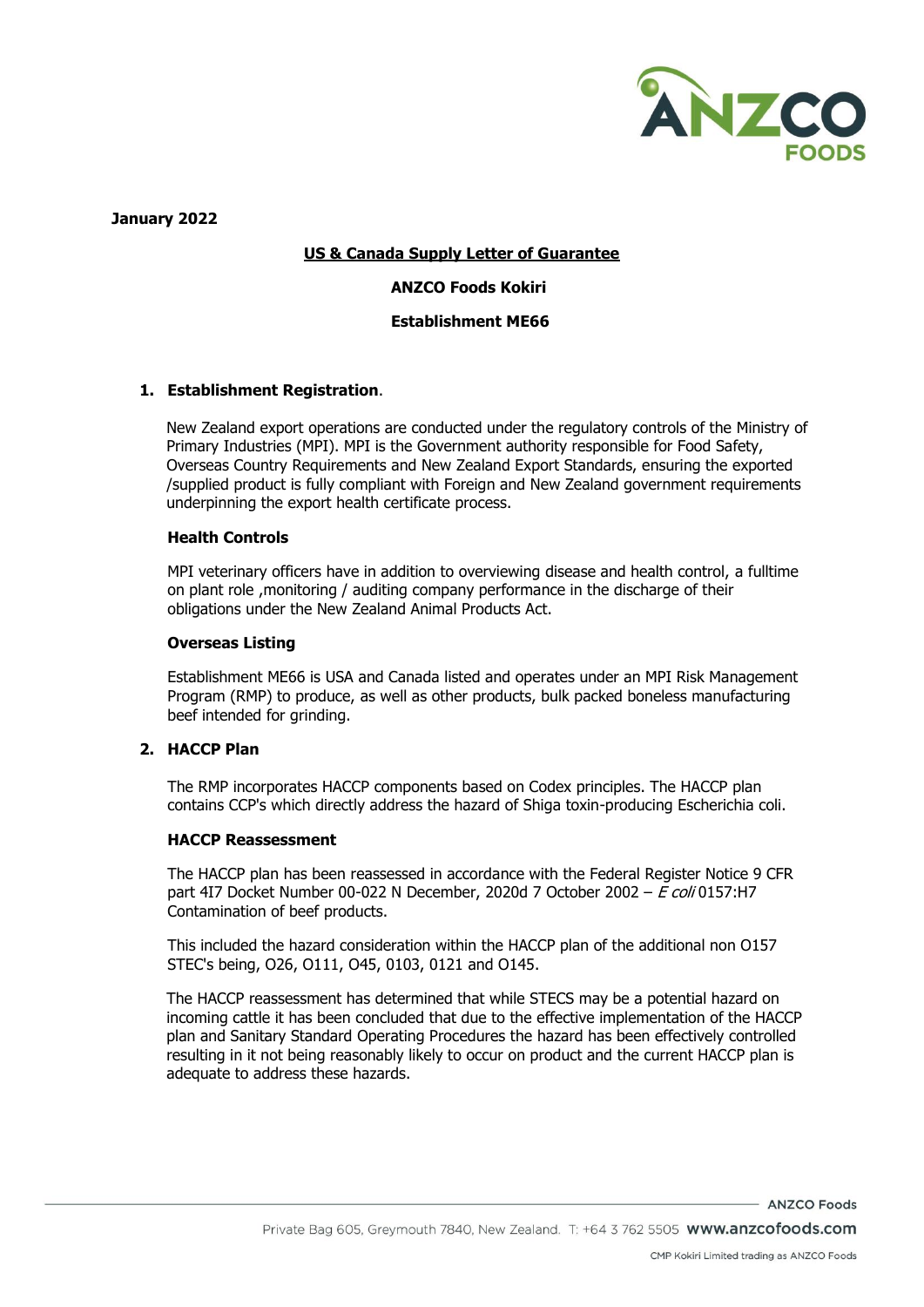**January 2022**

**US & Canada Supply Letter of Guarantee**

**ANZCO Foods Kokiri**

**Establishment ME66**

## 1. Establishment Registration.

New Zealand export operations are conducted under the regulatory controls of the Ministry of Primary Industries (MPI). MPI is the Government authority responsible for Food Safety, Overseas Country Requirements and New Zealand Export Standards, ensuring the exported /supplied product is fully compliant with Foreign and New Zealand government requirements underpinning the export health certificate process.

### Health Controls

MPI veterinary officers have in addition to overviewing disease and health control, a fulltime on plant role ,monitoring / auditing company performance in the discharge of their obligations under the New Zealand Animal Products Act.

### Overseas Listing

Establishment ME66 is USA and Canada listed and operates under an MPI Risk Management Program (RMP) to produce, as well as other products, bulk packed boneless manufacturing beef intended for grinding.

## 2. HACCP Plan

The RMP incorporates HACCP components based on Codex principles. The HACCP plan contains CCP's which directly address the hazard of Shiga toxin-producing Escherichia coli.

### HACCP Reassessment

The HACCP plan has been reassessed in accordance with the Federal Register Notice 9 CFR part 4I7 Docket Number 00-022 N December, 2020d 7 October 2002 – *E coli* 0157:H7 Contamination of beef products.

This included the hazard consideration within the HACCP plan of the additional non 0157 STEC's being, O26, O111, O45, 0103, 0121 and O145.

The HACCP reassessment has determined that while STECS may be a potential hazard on incoming cattle it has been concluded that due to the effective implementation of the HACCP plan and Sanitary Standard Operating Procedures the hazard has been effectively controlled resulting in it not being reasonably likely to occur on product and the current HACCP plan is adequate to address these hazards.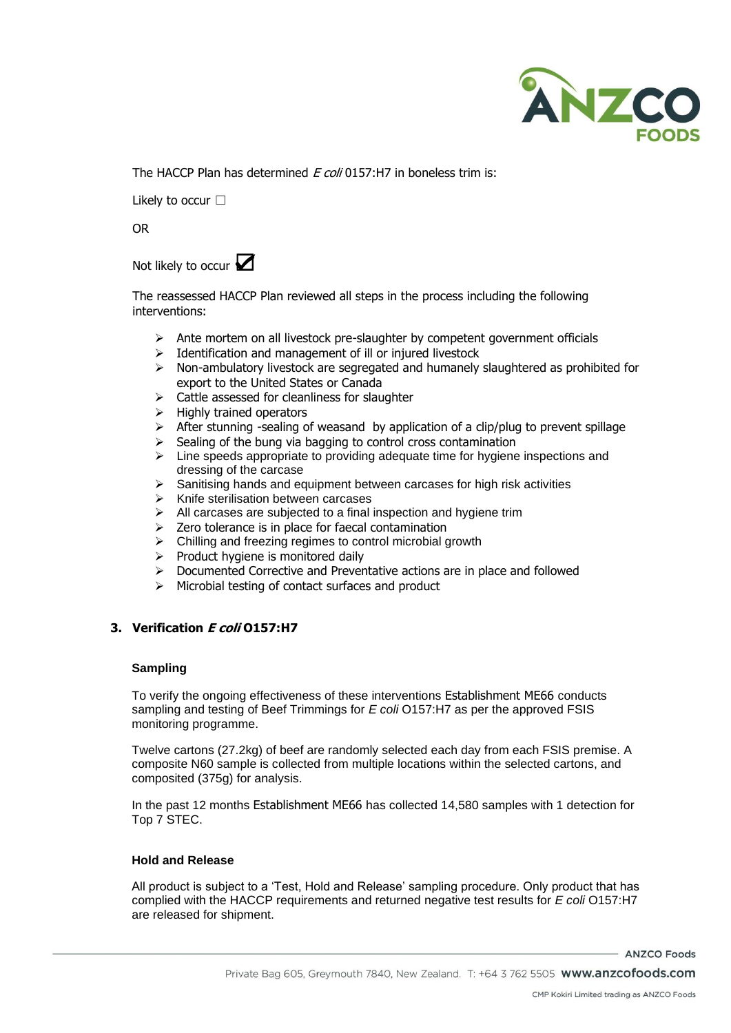The HACCP Plan has determined *E coli* 0157:H7 in boneless trim is:

Likely to occur ☐

OR

Not likely to occur ☑

The reassessed HACCP Plan reviewed all steps in the process including the following interventions:

- Ante mortem on all livestock pre-slaughter by competent government officials
- Identification and management of ill or injured livestock
- Non-ambulatory livestock are segregated and humanely slaughtered as prohibited for export to the United States or Canada
- Cattle assessed for cleanliness for slaughter
- Highly trained operators
- After stunning -sealing of weasand by application of a clip/plug to prevent spillage
- Sealing of the bung via bagging to control cross contamination
- Line speeds appropriate to providing adequate time for hygiene inspections and dressing of the carcase
- Sanitising hands and equipment between carcases for high risk activities
- Knife sterilisation between carcases
- All carcases are subjected to a final inspection and hygiene trim
- Zero tolerance is in place for faecal contamination
- Chilling and freezing regimes to control microbial growth
- Product hygiene is monitored daily
- Documented Corrective and Preventative actions are in place and followed
- Microbial testing of contact surfaces and product

## 3. Verification *E coli* O157:H7

### Sampling

To verify the ongoing effectiveness of these interventions Establishment ME66 conducts sampling and testing of Beef Trimmings for *E coli* O157:H7 as per the approved FSIS monitoring programme.

Twelve cartons (27.2kg) of beef are randomly selected each day from each FSIS premise. A composite N60 sample is collected from multiple locations within the selected cartons, and composited (375g) for analysis.

In the past 12 months Establishment ME66 has collected 14,580 samples with 1 detection for Top 7 STEC.

### Hold and Release

All product is subject to a 'Test, Hold and Release' sampling procedure. Only product that has complied with the HACCP requirements and returned negative test results for *E coli* O157:H7 are released for shipment.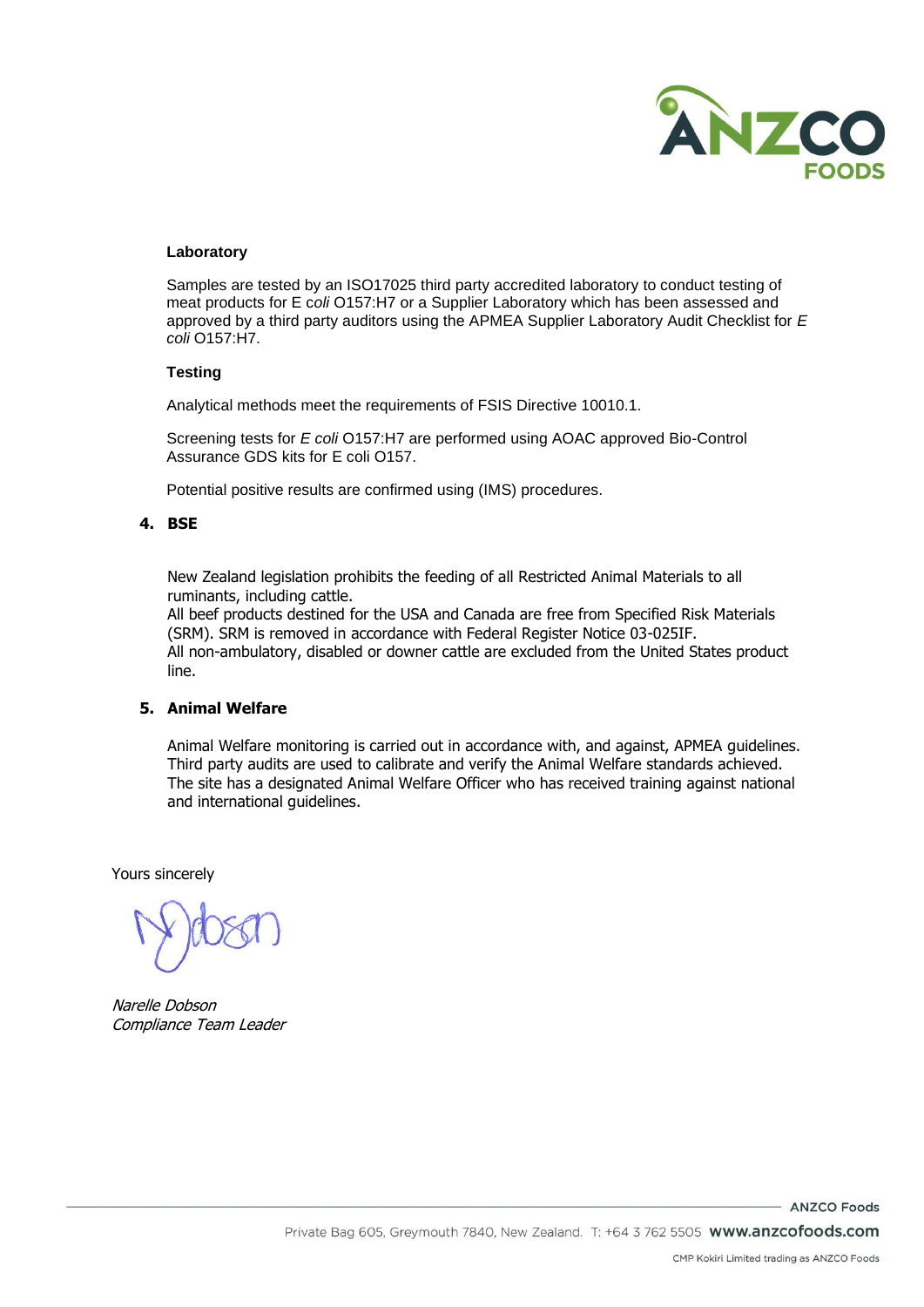**Laboratory**

Samples are tested by an ISO17025 third party accredited laboratory to conduct testing of meat products for E *coli* O157:H7 or a Supplier Laboratory which has been assessed and approved by a third party auditors using the APMEA Supplier Laboratory Audit Checklist for *E coli* O157:H7.

**Testing**

Analytical methods meet the requirements of FSIS Directive 10010.1.

Screening tests for *E coli* O157:H7 are performed using AOAC approved Bio-Control Assurance GDS kits for E coli O157.

Potential positive results are confirmed using (IMS) procedures.

## 4. BSE

New Zealand legislation prohibits the feeding of all Restricted Animal Materials to all ruminants, including cattle.
All beef products destined for the USA and Canada are free from Specified Risk Materials (SRM). SRM is removed in accordance with Federal Register Notice 03-025IF.
All non-ambulatory, disabled or downer cattle are excluded from the United States product line.

## 5. Animal Welfare

Animal Welfare monitoring is carried out in accordance with, and against, APMEA guidelines. Third party audits are used to calibrate and verify the Animal Welfare standards achieved. The site has a designated Animal Welfare Officer who has received training against national and international guidelines.

Yours sincerely

N Dobson

*Narelle Dobson*
*Compliance Team Leader*

ANZCO Foods
Private Bag 605, Greymouth 7840, New Zealand. T: +64 3 762 5505 **www.anzcofoods.com**
CMP Kokiri Limited trading as ANZCO Foods